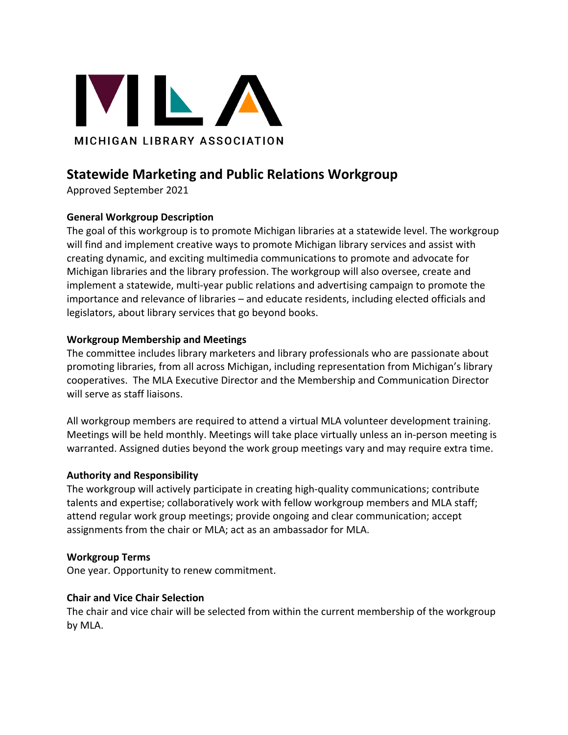MICHIGAN LIBRARY ASSOCIATION

## Statewide Marketing and Public Relations Workgroup

Approved September 2021

**General Workgroup Description**

The goal of this workgroup is to promote Michigan libraries at a statewide level. The workgroup will find and implement creative ways to promote Michigan library services and assist with creating dynamic, and exciting multimedia communications to promote and advocate for Michigan libraries and the library profession. The workgroup will also oversee, create and implement a statewide, multi-year public relations and advertising campaign to promote the importance and relevance of libraries – and educate residents, including elected officials and legislators, about library services that go beyond books.

**Workgroup Membership and Meetings**

The committee includes library marketers and library professionals who are passionate about promoting libraries, from all across Michigan, including representation from Michigan's library cooperatives. The MLA Executive Director and the Membership and Communication Director will serve as staff liaisons.

All workgroup members are required to attend a virtual MLA volunteer development training. Meetings will be held monthly. Meetings will take place virtually unless an in-person meeting is warranted. Assigned duties beyond the work group meetings vary and may require extra time.

**Authority and Responsibility**

The workgroup will actively participate in creating high-quality communications; contribute talents and expertise; collaboratively work with fellow workgroup members and MLA staff; attend regular work group meetings; provide ongoing and clear communication; accept assignments from the chair or MLA; act as an ambassador for MLA.

**Workgroup Terms**

One year. Opportunity to renew commitment.

**Chair and Vice Chair Selection**

The chair and vice chair will be selected from within the current membership of the workgroup by MLA.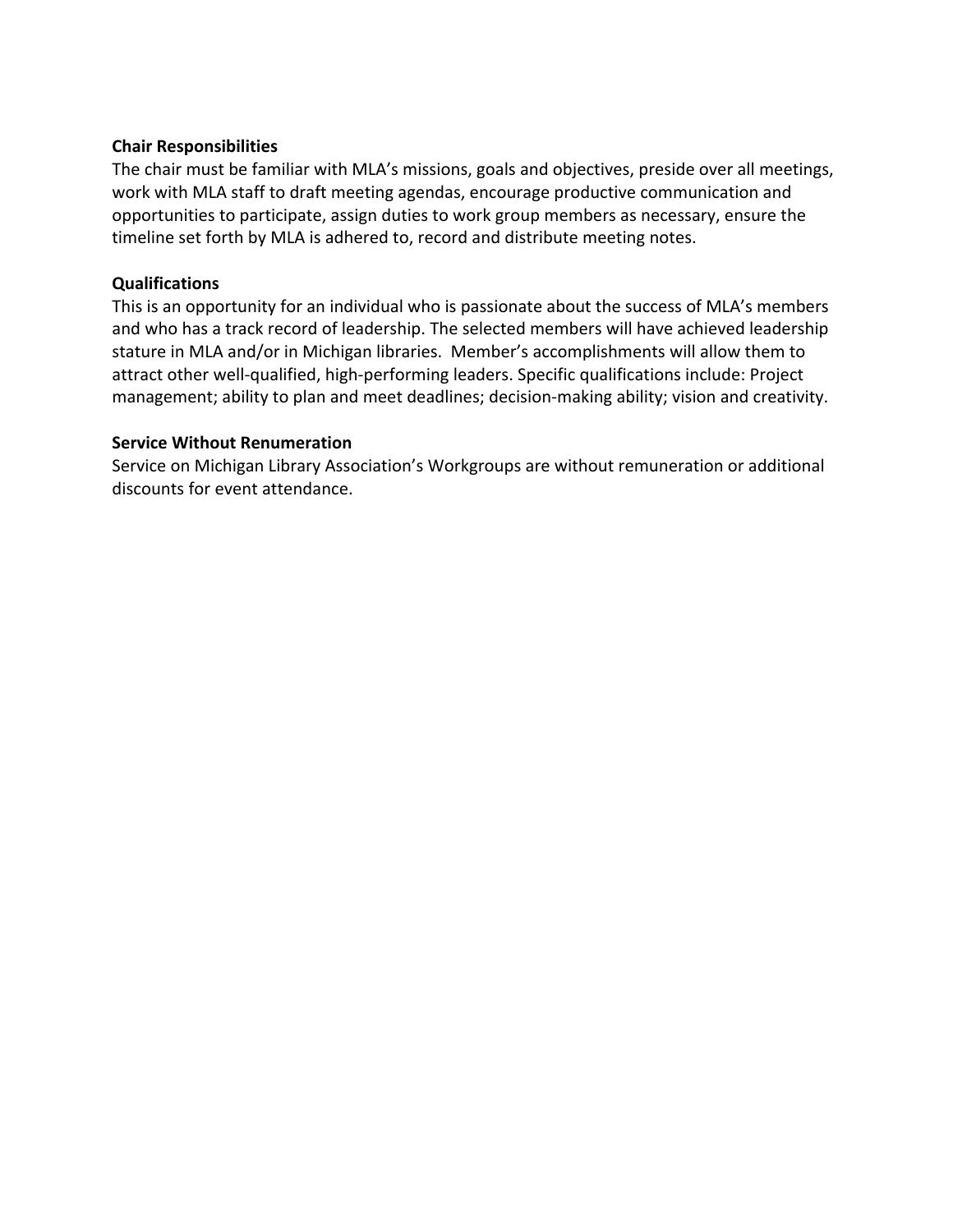**Chair Responsibilities**

The chair must be familiar with MLA's missions, goals and objectives, preside over all meetings, work with MLA staff to draft meeting agendas, encourage productive communication and opportunities to participate, assign duties to work group members as necessary, ensure the timeline set forth by MLA is adhered to, record and distribute meeting notes.

**Qualifications**

This is an opportunity for an individual who is passionate about the success of MLA's members and who has a track record of leadership. The selected members will have achieved leadership stature in MLA and/or in Michigan libraries. Member's accomplishments will allow them to attract other well-qualified, high-performing leaders. Specific qualifications include: Project management; ability to plan and meet deadlines; decision-making ability; vision and creativity.

**Service Without Renumeration**

Service on Michigan Library Association's Workgroups are without remuneration or additional discounts for event attendance.